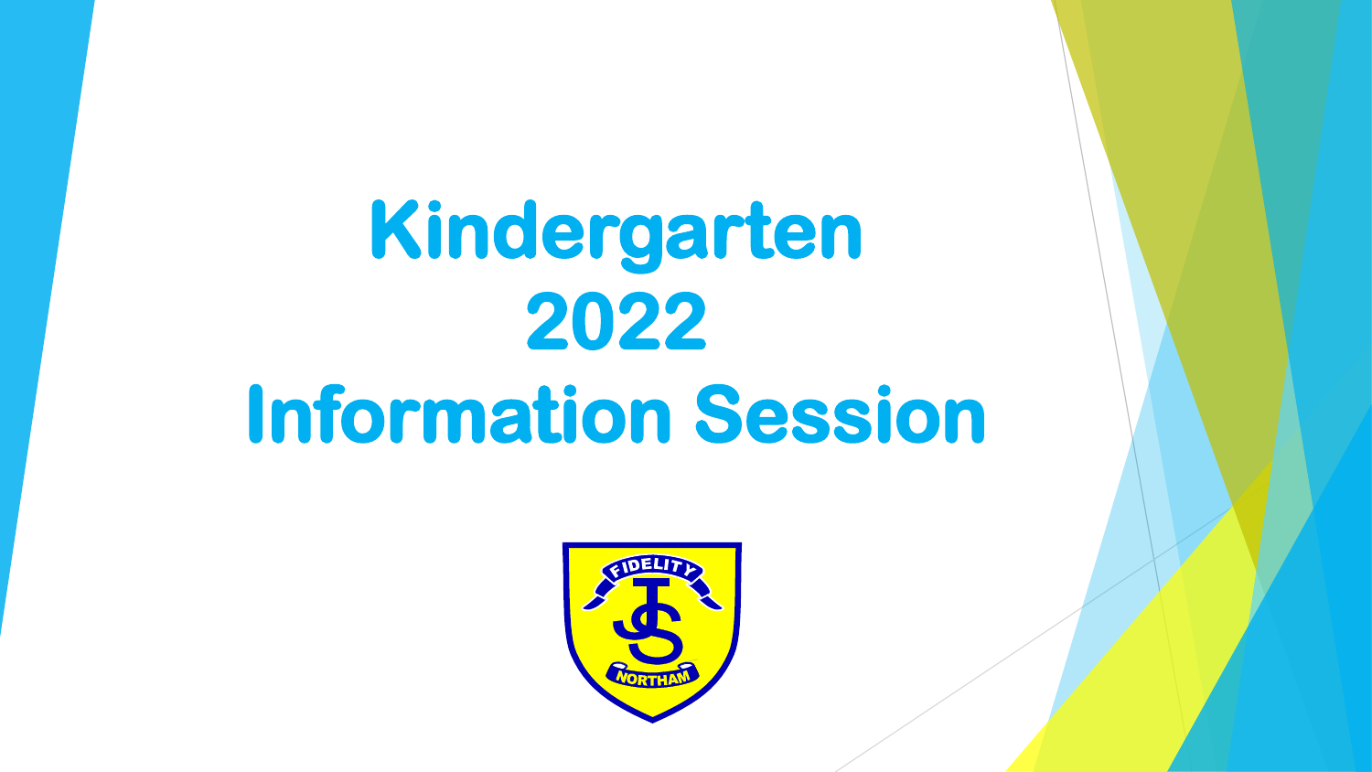# Kindergarten 2022 Information Session

FIDELITY

NORTHAM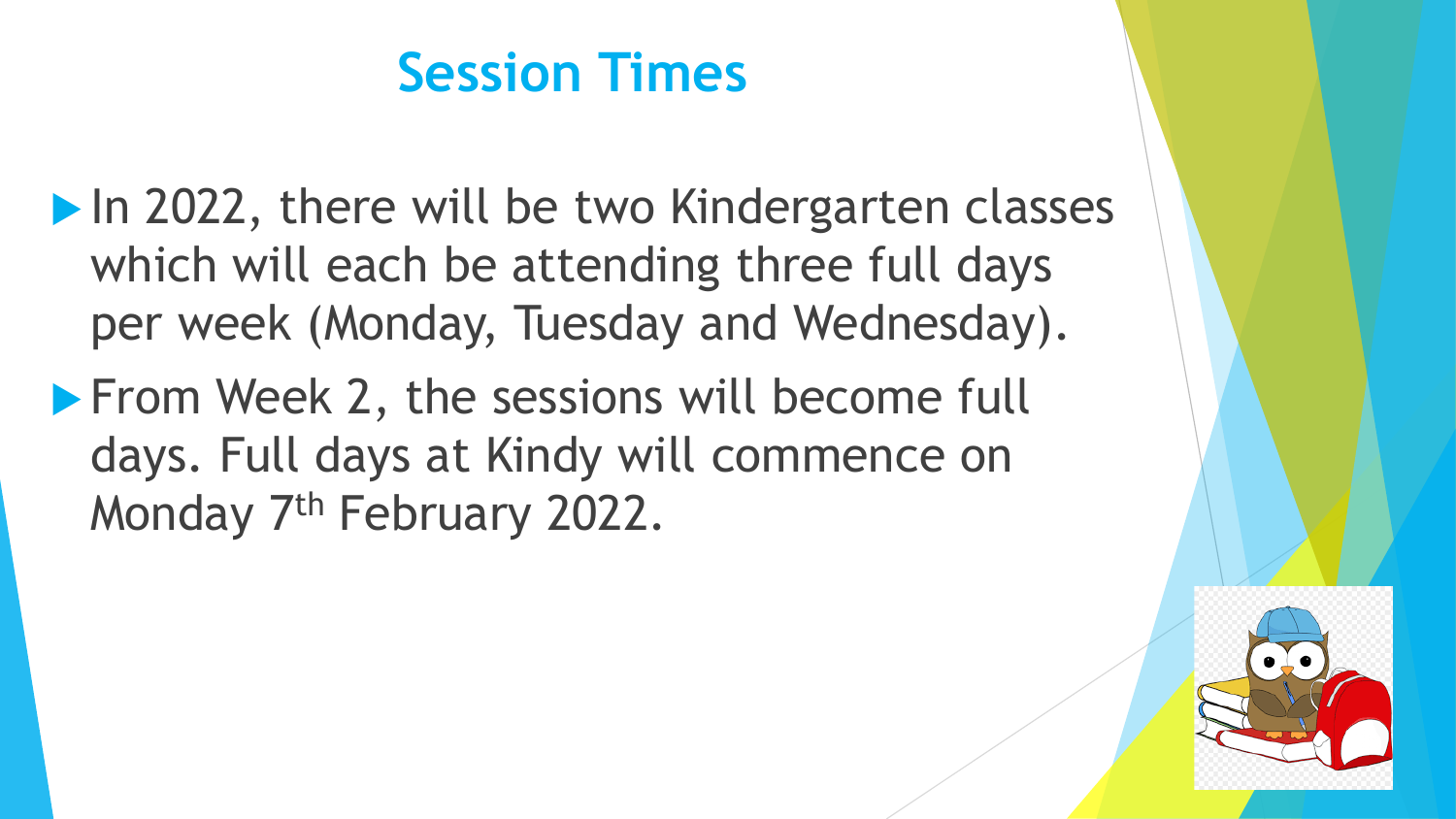# Session Times

- In 2022, there will be two Kindergarten classes which will each be attending three full days per week (Monday, Tuesday and Wednesday).
- From Week 2, the sessions will become full days. Full days at Kindy will commence on Monday 7th February 2022.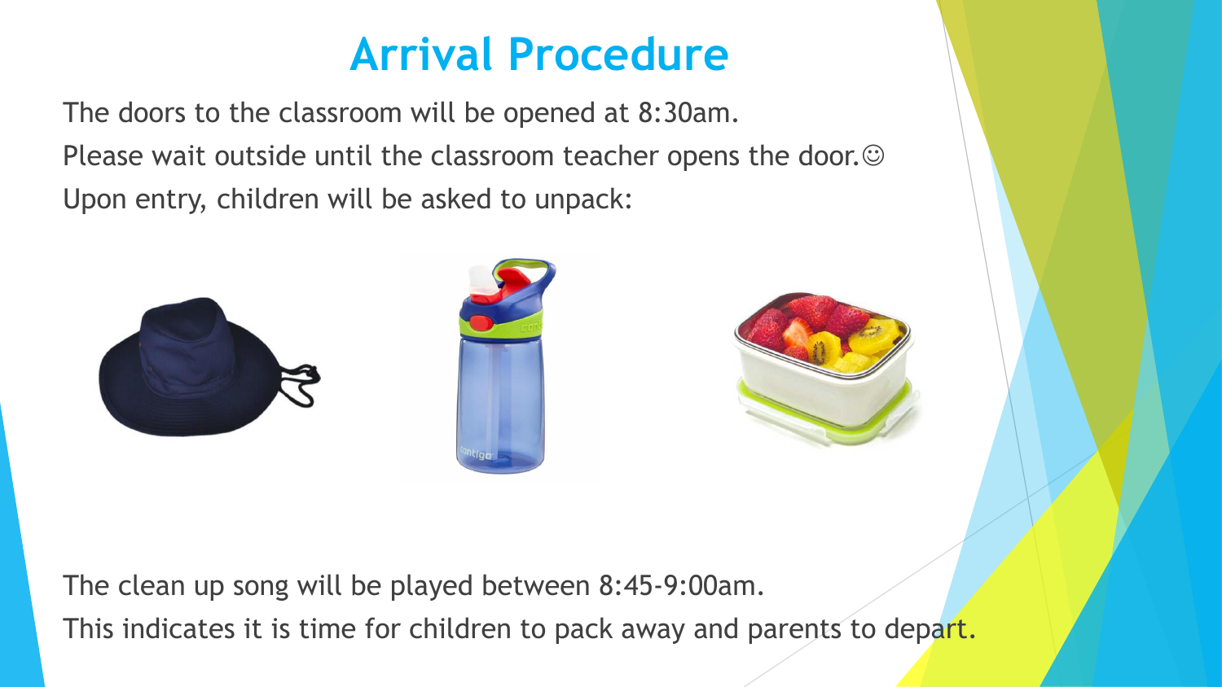# Arrival Procedure

The doors to the classroom will be opened at 8:30am.

Please wait outside until the classroom teacher opens the door.☺

Upon entry, children will be asked to unpack:

The clean up song will be played between 8:45-9:00am.

This indicates it is time for children to pack away and parents to depart.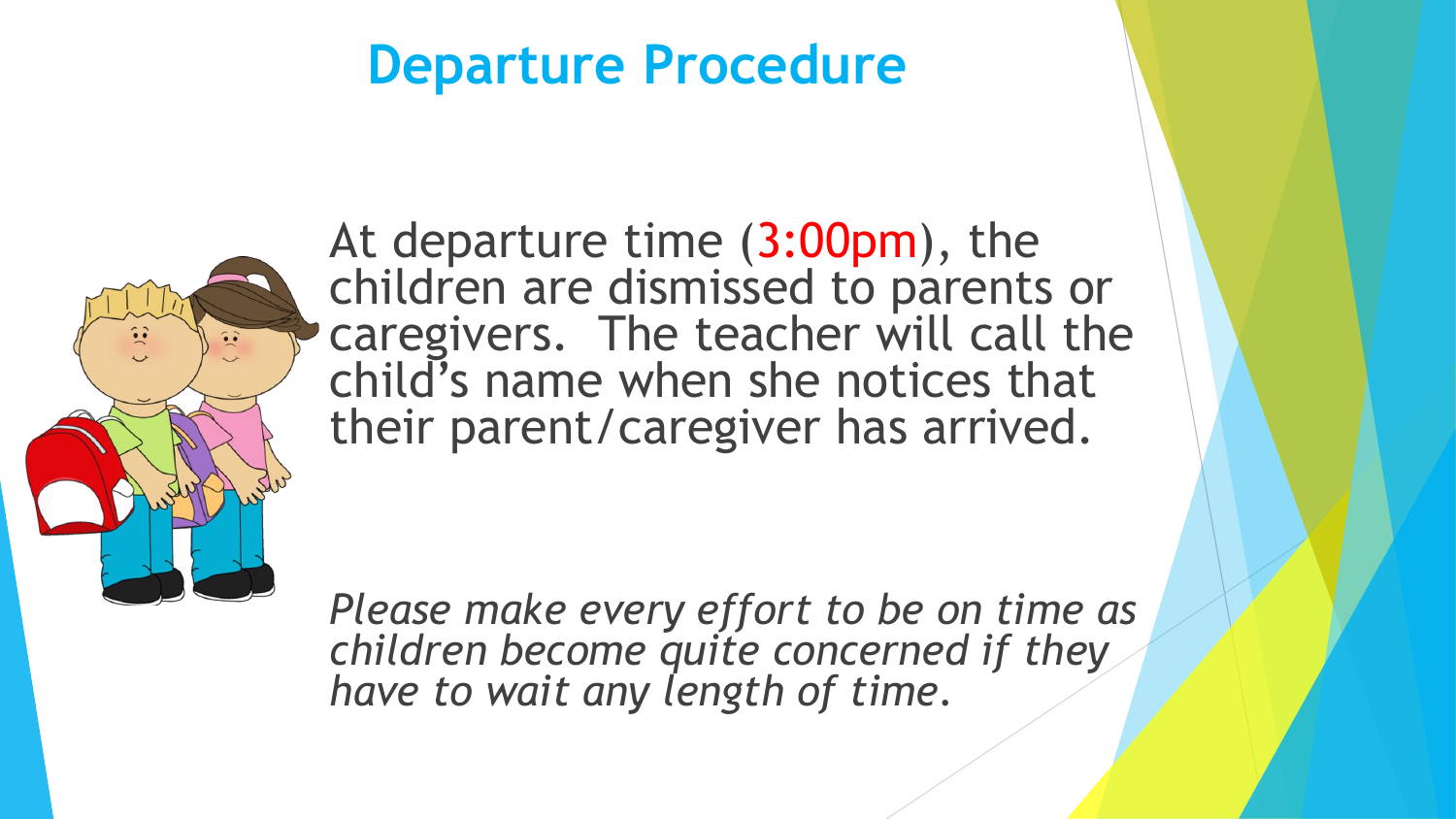# Departure Procedure

At departure time (3:00pm), the children are dismissed to parents or caregivers. The teacher will call the child's name when she notices that their parent/caregiver has arrived.

*Please make every effort to be on time as children become quite concerned if they have to wait any length of time.*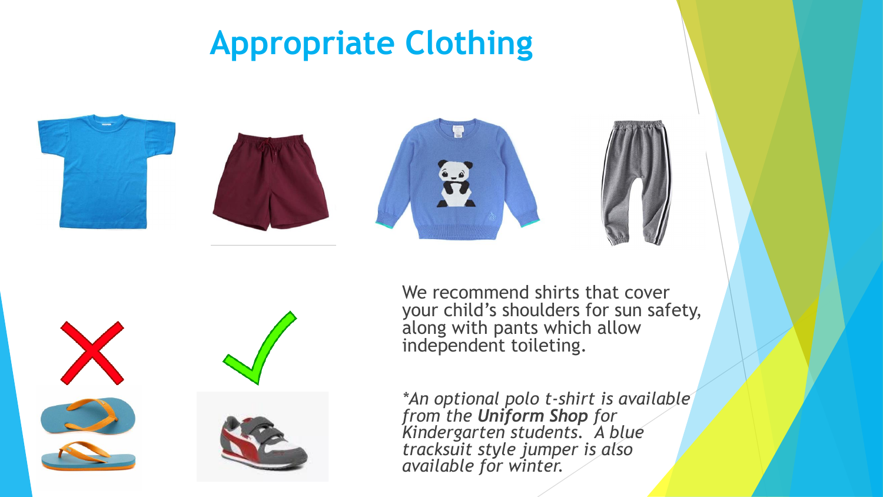# Appropriate Clothing

We recommend shirts that cover your child's shoulders for sun safety, along with pants which allow independent toileting.

*\*An optional polo t-shirt is available from the **Uniform Shop** for Kindergarten students. A blue tracksuit style jumper is also available for winter.*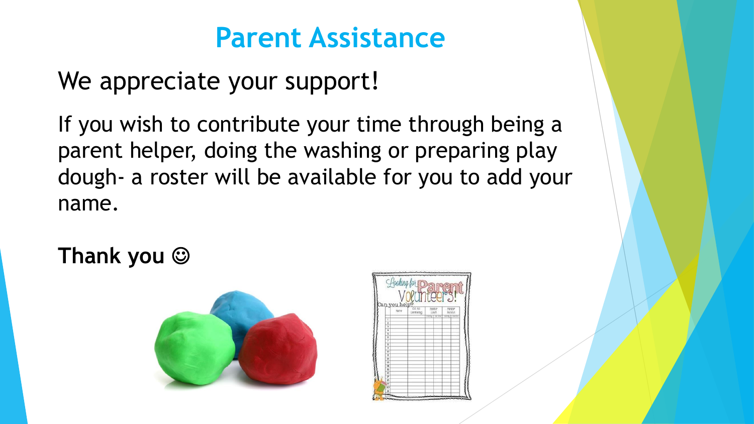# Parent Assistance

We appreciate your support!

If you wish to contribute your time through being a parent helper, doing the washing or preparing play dough- a roster will be available for you to add your name.

**Thank you ☺**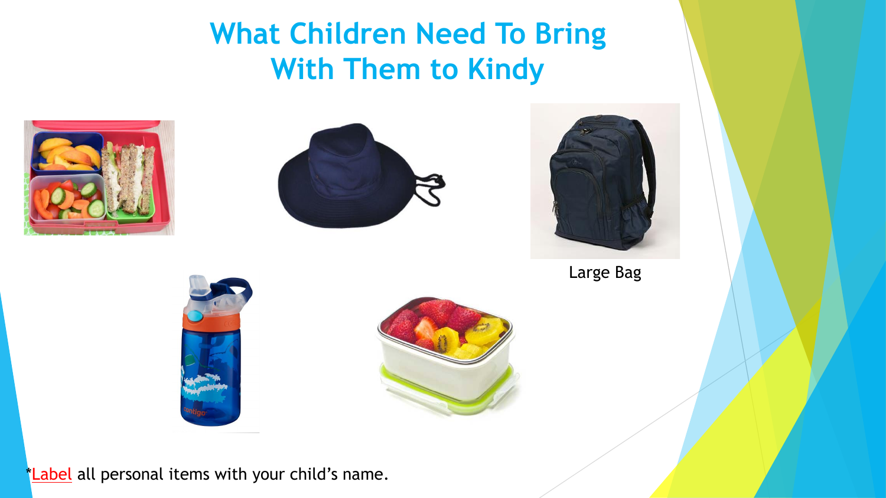# What Children Need To Bring With Them to Kindy

Large Bag

*Label all personal items with your child's name.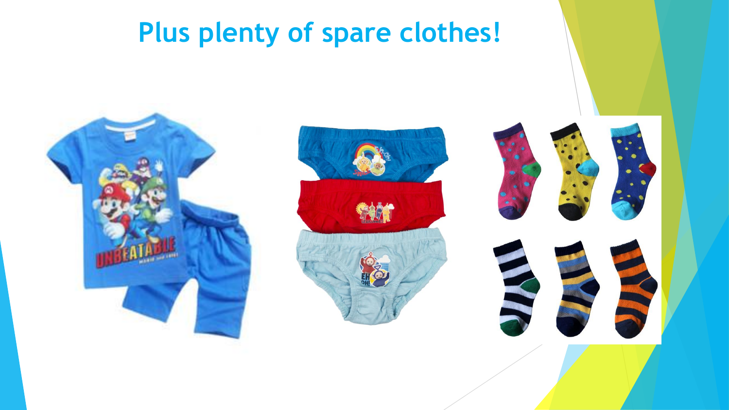# Plus plenty of spare clothes!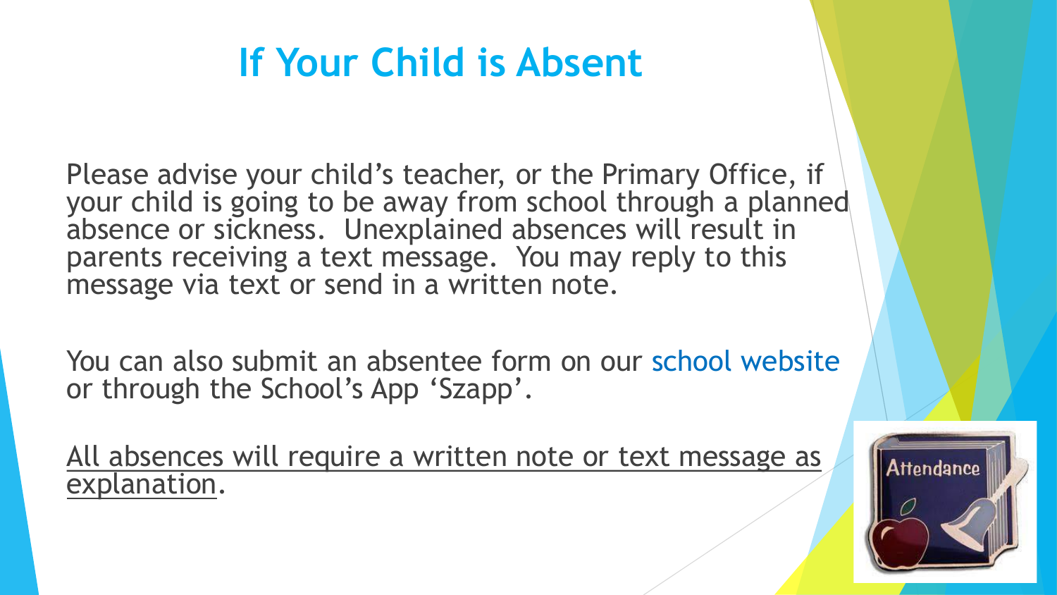# If Your Child is Absent

Please advise your child's teacher, or the Primary Office, if your child is going to be away from school through a planned absence or sickness. Unexplained absences will result in parents receiving a text message. You may reply to this message via text or send in a written note.

You can also submit an absentee form on our school website or through the School's App 'Szapp'.

<u>All absences will require a written note or text message as explanation</u>.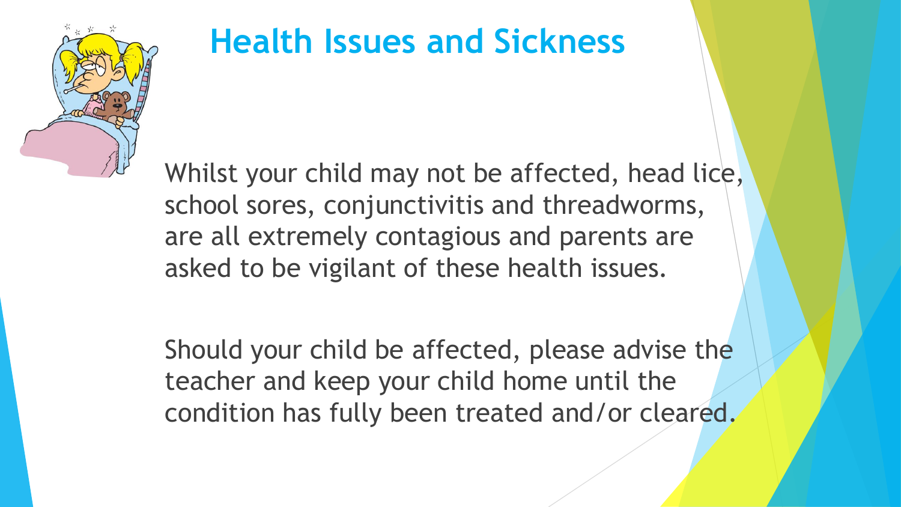# Health Issues and Sickness

Whilst your child may not be affected, head lice, school sores, conjunctivitis and threadworms, are all extremely contagious and parents are asked to be vigilant of these health issues.

Should your child be affected, please advise the teacher and keep your child home until the condition has fully been treated and/or cleared.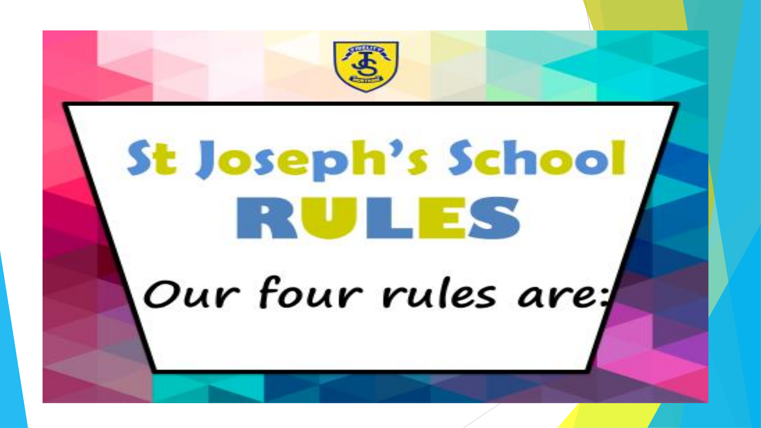# St Joseph's School RULES

Our four rules are: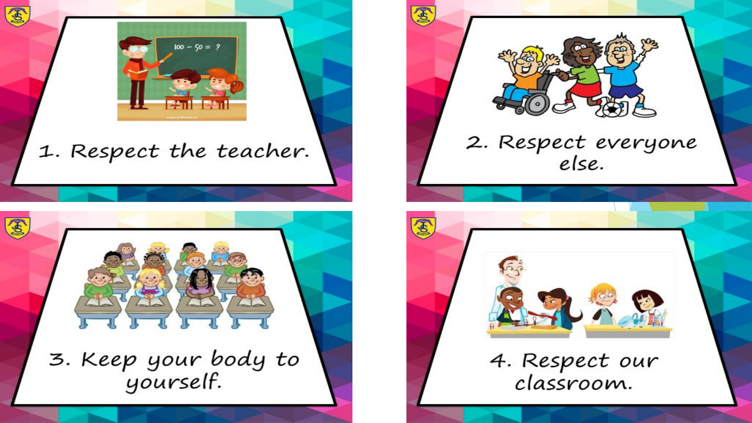1. Respect the teacher.

2. Respect everyone else.

3. Keep your body to yourself.

4. Respect our classroom.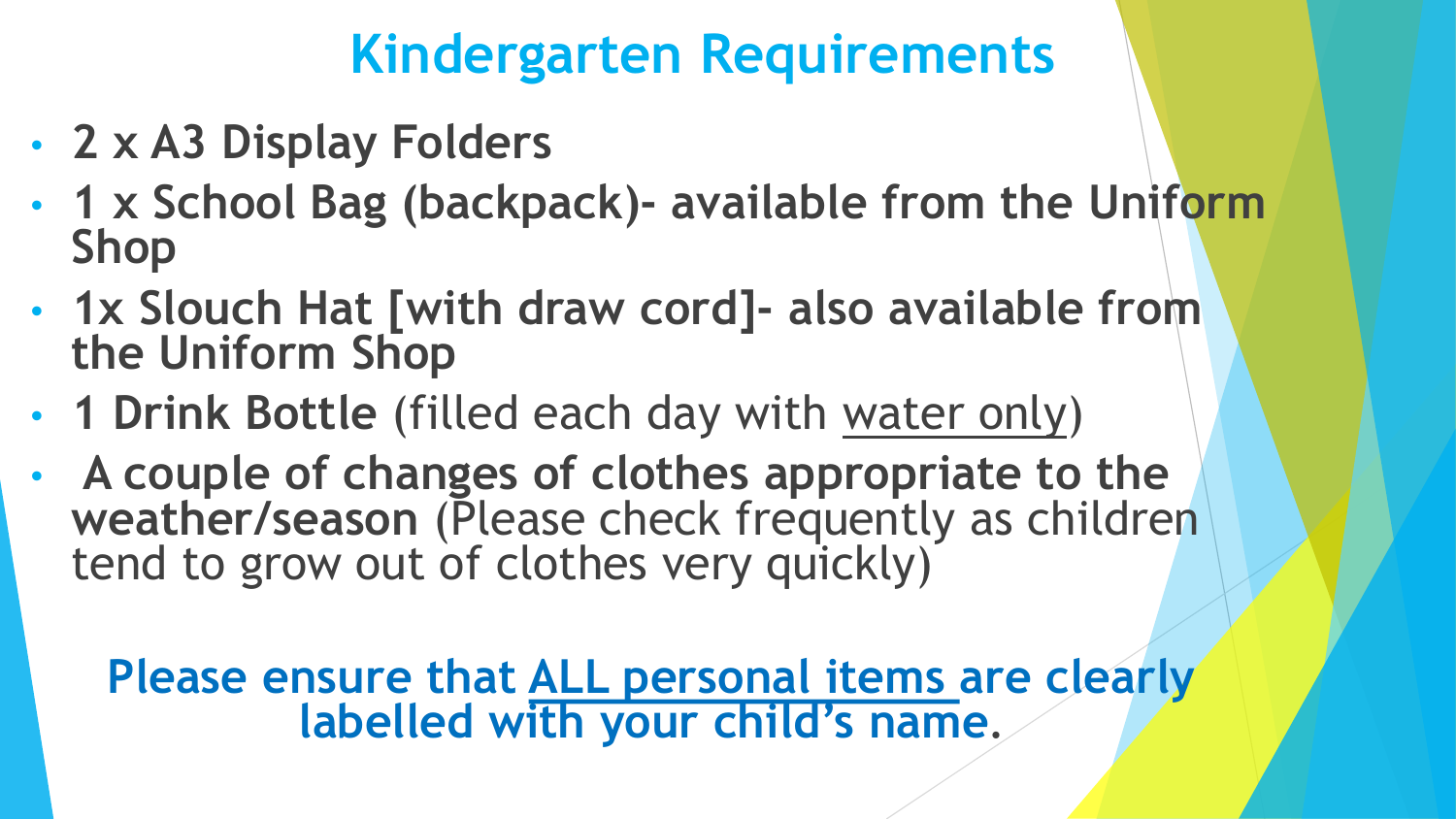# Kindergarten Requirements

- **2 x A3 Display Folders**
- **1 x School Bag (backpack)- available from the Uniform Shop**
- **1x Slouch Hat [with draw cord]- also available from the Uniform Shop**
- **1 Drink Bottle** (filled each day with water only)
- **A couple of changes of clothes appropriate to the weather/season** (Please check frequently as children tend to grow out of clothes very quickly)

**Please ensure that ALL personal items are clearly labelled with your child's name.**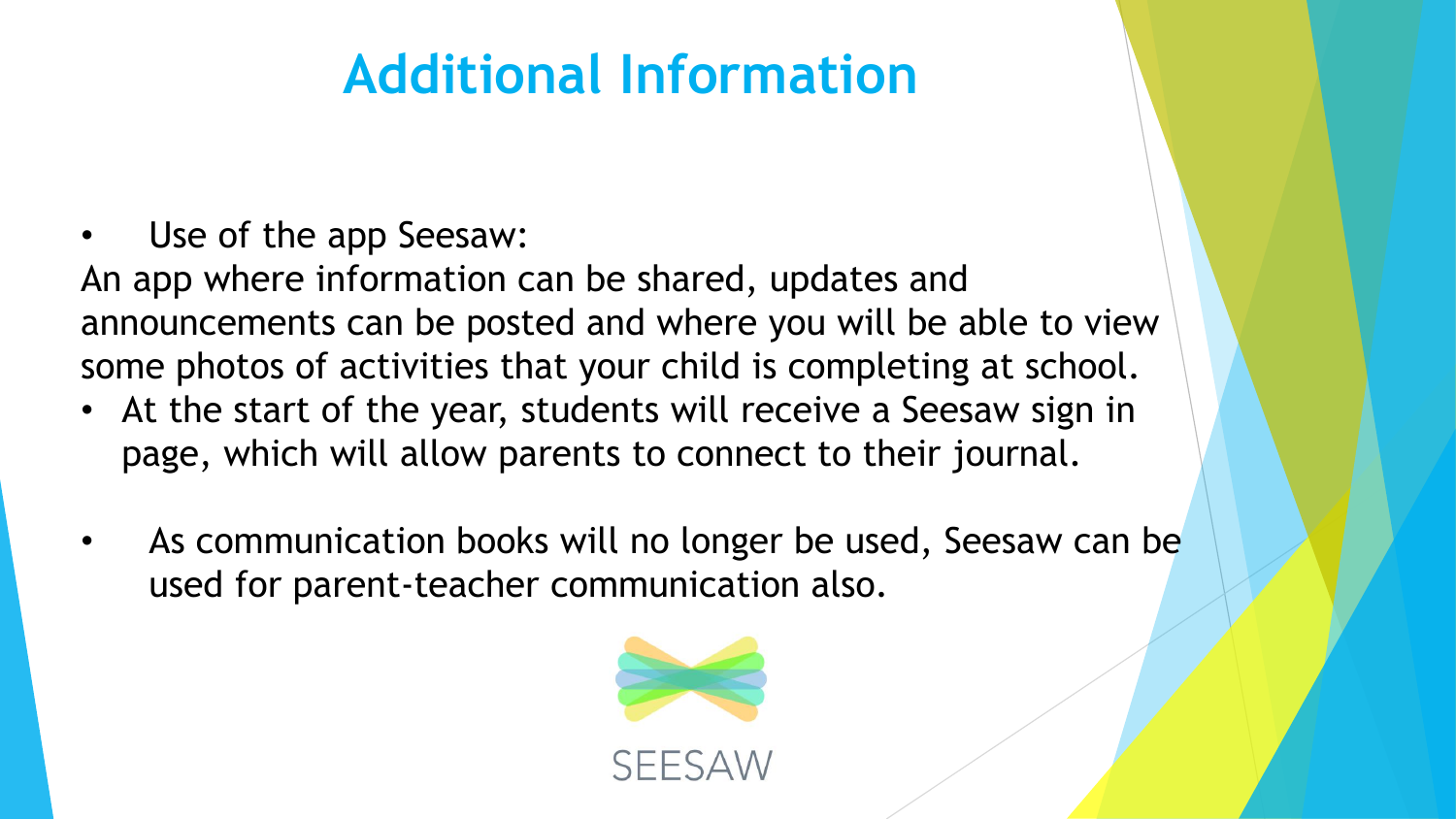# Additional Information

- Use of the app Seesaw:

An app where information can be shared, updates and announcements can be posted and where you will be able to view some photos of activities that your child is completing at school.

- At the start of the year, students will receive a Seesaw sign in page, which will allow parents to connect to their journal.

- As communication books will no longer be used, Seesaw can be used for parent-teacher communication also.

SEESAW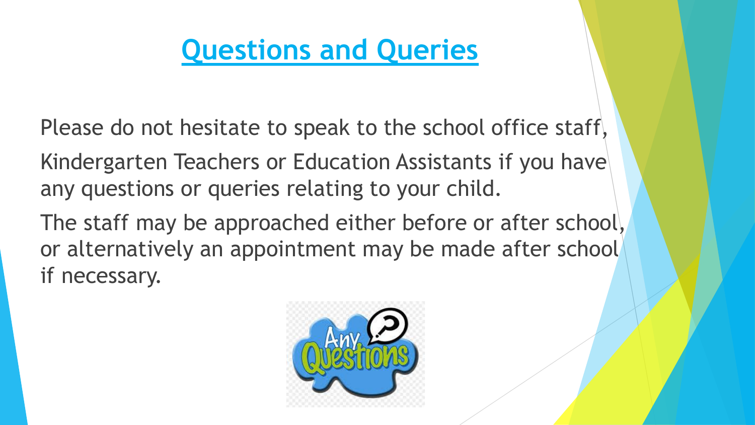# Questions and Queries

Please do not hesitate to speak to the school office staff, Kindergarten Teachers or Education Assistants if you have any questions or queries relating to your child.

The staff may be approached either before or after school, or alternatively an appointment may be made after school if necessary.